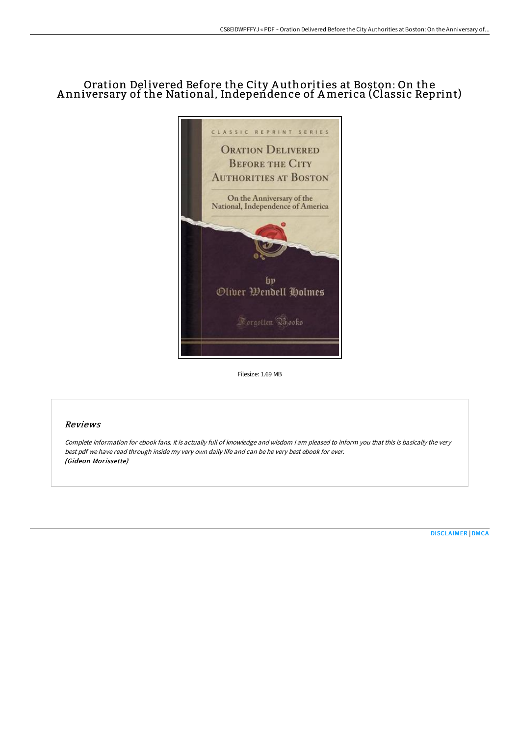# Oration Delivered Before the City Authorities at Boston: On the Anniversary of the National, Independence of America (Classic Reprint)

Filesize: 1.69 MB

## Reviews

*Complete information for ebook fans. It is actually full of knowledge and wisdom I am pleased to inform you that this is basically the very best pdf we have read through inside my very own daily life and can be he very best ebook for ever.*
***(Gideon Morissette)***

DISCLAIMER | DMCA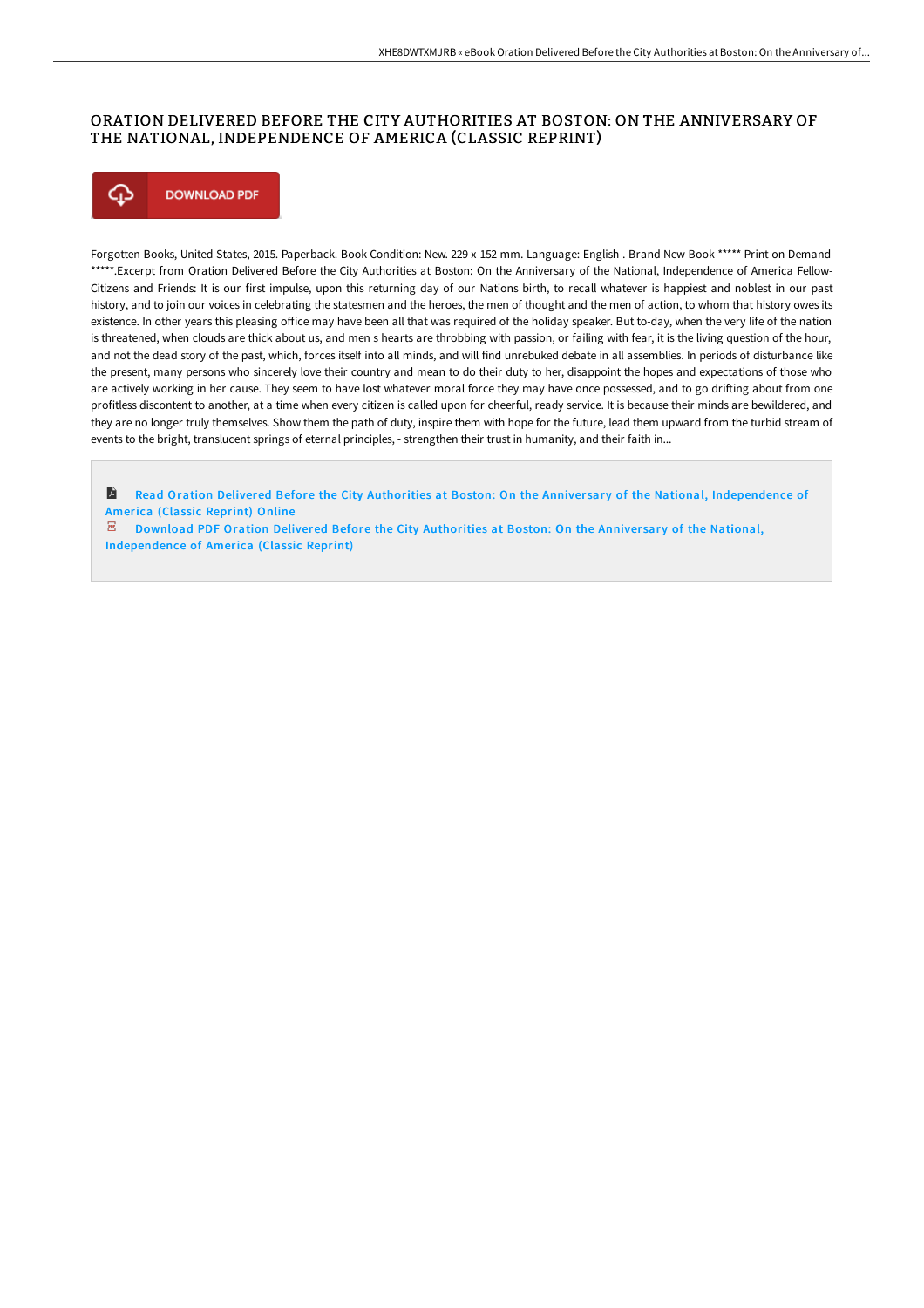# ORATION DELIVERED BEFORE THE CITY AUTHORITIES AT BOSTON: ON THE ANNIVERSARY OF THE NATIONAL, INDEPENDENCE OF AMERICA (CLASSIC REPRINT)

DOWNLOAD PDF

Forgotten Books, United States, 2015. Paperback. Book Condition: New. 229 x 152 mm. Language: English . Brand New Book ***** Print on Demand *****.Excerpt from Oration Delivered Before the City Authorities at Boston: On the Anniversary of the National, Independence of America Fellow-Citizens and Friends: It is our first impulse, upon this returning day of our Nations birth, to recall whatever is happiest and noblest in our past history, and to join our voices in celebrating the statesmen and the heroes, the men of thought and the men of action, to whom that history owes its existence. In other years this pleasing office may have been all that was required of the holiday speaker. But to-day, when the very life of the nation is threatened, when clouds are thick about us, and men s hearts are throbbing with passion, or failing with fear, it is the living question of the hour, and not the dead story of the past, which, forces itself into all minds, and will find unrebuked debate in all assemblies. In periods of disturbance like the present, many persons who sincerely love their country and mean to do their duty to her, disappoint the hopes and expectations of those who are actively working in her cause. They seem to have lost whatever moral force they may have once possessed, and to go drifting about from one profitless discontent to another, at a time when every citizen is called upon for cheerful, ready service. It is because their minds are bewildered, and they are no longer truly themselves. Show them the path of duty, inspire them with hope for the future, lead them upward from the turbid stream of events to the bright, translucent springs of eternal principles, - strengthen their trust in humanity, and their faith in...

Read Oration Delivered Before the City Authorities at Boston: On the Anniversary of the National, Independence of America (Classic Reprint) Online

Download PDF Oration Delivered Before the City Authorities at Boston: On the Anniversary of the National, Independence of America (Classic Reprint)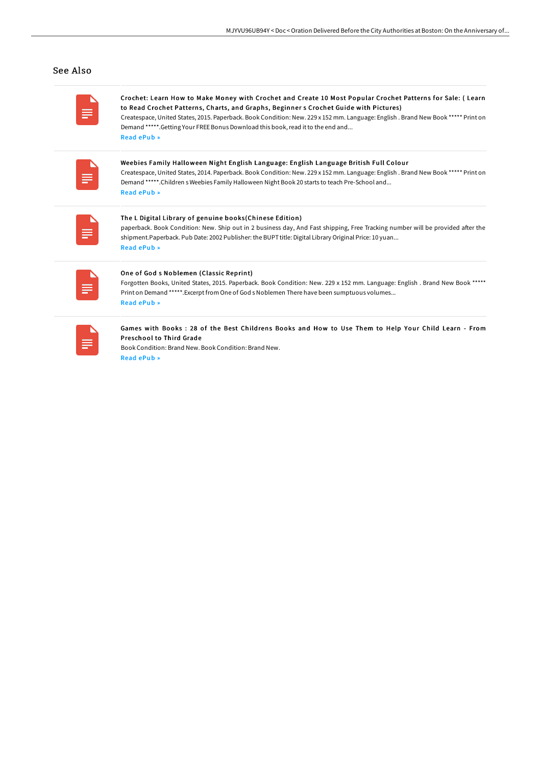## See Also

**Crochet: Learn How to Make Money with Crochet and Create 10 Most Popular Crochet Patterns for Sale: ( Learn to Read Crochet Patterns, Charts, and Graphs, Beginner s Crochet Guide with Pictures)**

Createspace, United States, 2015. Paperback. Book Condition: New. 229 x 152 mm. Language: English . Brand New Book ***** Print on Demand *****.Getting Your FREE Bonus Download this book, read it to the end and...

Read ePub »

**Weebies Family Halloween Night English Language: English Language British Full Colour**

Createspace, United States, 2014. Paperback. Book Condition: New. 229 x 152 mm. Language: English . Brand New Book ***** Print on Demand *****.Children s Weebies Family Halloween Night Book 20 starts to teach Pre-School and...

Read ePub »

**The L Digital Library of genuine books(Chinese Edition)**

paperback. Book Condition: New. Ship out in 2 business day, And Fast shipping, Free Tracking number will be provided after the shipment.Paperback. Pub Date: 2002 Publisher: the BUPT title: Digital Library Original Price: 10 yuan...

Read ePub »

**One of God s Noblemen (Classic Reprint)**

Forgotten Books, United States, 2015. Paperback. Book Condition: New. 229 x 152 mm. Language: English . Brand New Book ***** Print on Demand *****.Excerpt from One of God s Noblemen There have been sumptuous volumes...

Read ePub »

**Games with Books : 28 of the Best Childrens Books and How to Use Them to Help Your Child Learn - From Preschool to Third Grade**

Book Condition: Brand New. Book Condition: Brand New.

Read ePub »